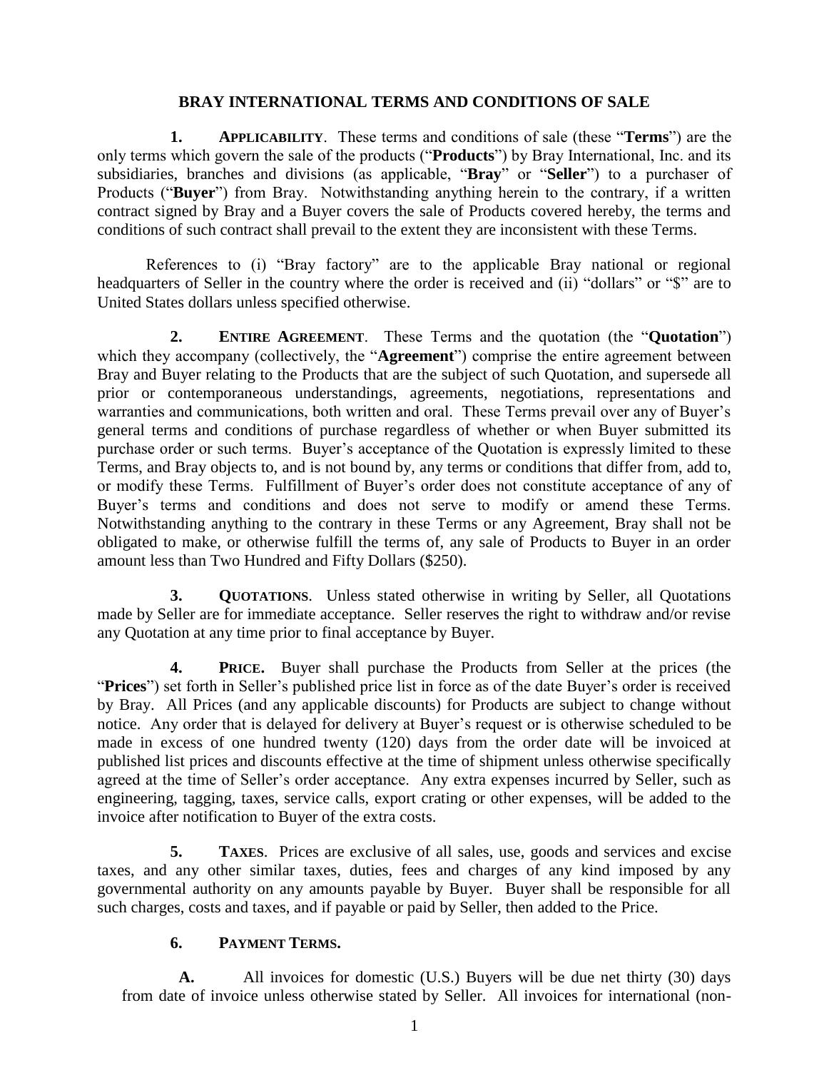# BRAY INTERNATIONAL TERMS AND CONDITIONS OF SALE

**1. APPLICABILITY**. These terms and conditions of sale (these "**Terms**") are the only terms which govern the sale of the products ("**Products**") by Bray International, Inc. and its subsidiaries, branches and divisions (as applicable, "**Bray**" or "**Seller**") to a purchaser of Products ("**Buyer**") from Bray. Notwithstanding anything herein to the contrary, if a written contract signed by Bray and a Buyer covers the sale of Products covered hereby, the terms and conditions of such contract shall prevail to the extent they are inconsistent with these Terms.

References to (i) "Bray factory" are to the applicable Bray national or regional headquarters of Seller in the country where the order is received and (ii) "dollars" or "$" are to United States dollars unless specified otherwise.

**2. ENTIRE AGREEMENT**. These Terms and the quotation (the "**Quotation**") which they accompany (collectively, the "**Agreement**") comprise the entire agreement between Bray and Buyer relating to the Products that are the subject of such Quotation, and supersede all prior or contemporaneous understandings, agreements, negotiations, representations and warranties and communications, both written and oral. These Terms prevail over any of Buyer's general terms and conditions of purchase regardless of whether or when Buyer submitted its purchase order or such terms. Buyer's acceptance of the Quotation is expressly limited to these Terms, and Bray objects to, and is not bound by, any terms or conditions that differ from, add to, or modify these Terms. Fulfillment of Buyer's order does not constitute acceptance of any of Buyer's terms and conditions and does not serve to modify or amend these Terms. Notwithstanding anything to the contrary in these Terms or any Agreement, Bray shall not be obligated to make, or otherwise fulfill the terms of, any sale of Products to Buyer in an order amount less than Two Hundred and Fifty Dollars ($250).

**3. QUOTATIONS**. Unless stated otherwise in writing by Seller, all Quotations made by Seller are for immediate acceptance. Seller reserves the right to withdraw and/or revise any Quotation at any time prior to final acceptance by Buyer.

**4. PRICE.** Buyer shall purchase the Products from Seller at the prices (the "**Prices**") set forth in Seller's published price list in force as of the date Buyer's order is received by Bray. All Prices (and any applicable discounts) for Products are subject to change without notice. Any order that is delayed for delivery at Buyer's request or is otherwise scheduled to be made in excess of one hundred twenty (120) days from the order date will be invoiced at published list prices and discounts effective at the time of shipment unless otherwise specifically agreed at the time of Seller's order acceptance. Any extra expenses incurred by Seller, such as engineering, tagging, taxes, service calls, export crating or other expenses, will be added to the invoice after notification to Buyer of the extra costs.

**5. TAXES**. Prices are exclusive of all sales, use, goods and services and excise taxes, and any other similar taxes, duties, fees and charges of any kind imposed by any governmental authority on any amounts payable by Buyer. Buyer shall be responsible for all such charges, costs and taxes, and if payable or paid by Seller, then added to the Price.

**6. PAYMENT TERMS.**

**A.** All invoices for domestic (U.S.) Buyers will be due net thirty (30) days from date of invoice unless otherwise stated by Seller. All invoices for international (non-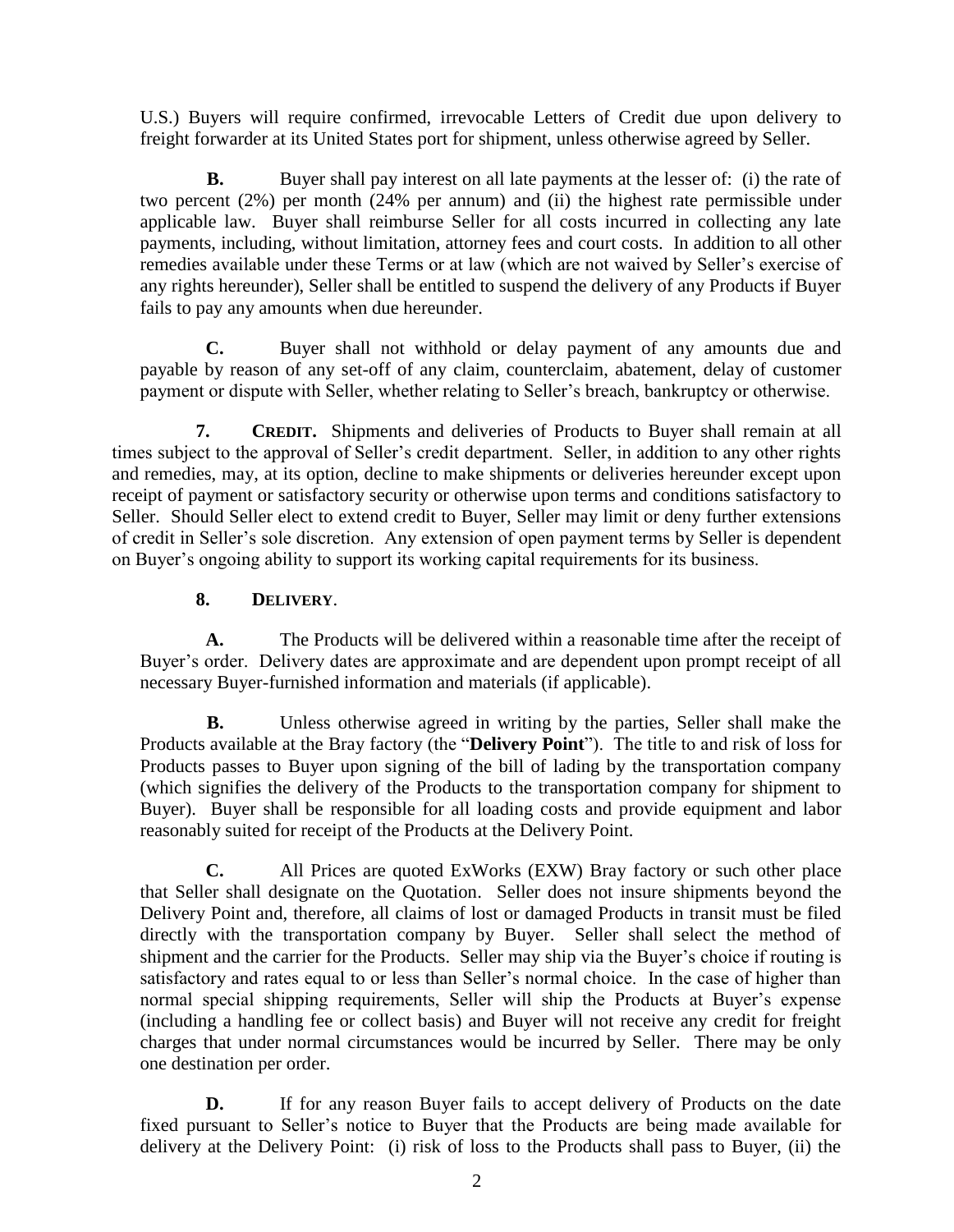U.S.) Buyers will require confirmed, irrevocable Letters of Credit due upon delivery to freight forwarder at its United States port for shipment, unless otherwise agreed by Seller.

**B.** Buyer shall pay interest on all late payments at the lesser of: (i) the rate of two percent (2%) per month (24% per annum) and (ii) the highest rate permissible under applicable law. Buyer shall reimburse Seller for all costs incurred in collecting any late payments, including, without limitation, attorney fees and court costs. In addition to all other remedies available under these Terms or at law (which are not waived by Seller's exercise of any rights hereunder), Seller shall be entitled to suspend the delivery of any Products if Buyer fails to pay any amounts when due hereunder.

**C.** Buyer shall not withhold or delay payment of any amounts due and payable by reason of any set-off of any claim, counterclaim, abatement, delay of customer payment or dispute with Seller, whether relating to Seller's breach, bankruptcy or otherwise.

**7. CREDIT.** Shipments and deliveries of Products to Buyer shall remain at all times subject to the approval of Seller's credit department. Seller, in addition to any other rights and remedies, may, at its option, decline to make shipments or deliveries hereunder except upon receipt of payment or satisfactory security or otherwise upon terms and conditions satisfactory to Seller. Should Seller elect to extend credit to Buyer, Seller may limit or deny further extensions of credit in Seller's sole discretion. Any extension of open payment terms by Seller is dependent on Buyer's ongoing ability to support its working capital requirements for its business.

**8. DELIVERY**.

**A.** The Products will be delivered within a reasonable time after the receipt of Buyer's order. Delivery dates are approximate and are dependent upon prompt receipt of all necessary Buyer-furnished information and materials (if applicable).

**B.** Unless otherwise agreed in writing by the parties, Seller shall make the Products available at the Bray factory (the "**Delivery Point**"). The title to and risk of loss for Products passes to Buyer upon signing of the bill of lading by the transportation company (which signifies the delivery of the Products to the transportation company for shipment to Buyer). Buyer shall be responsible for all loading costs and provide equipment and labor reasonably suited for receipt of the Products at the Delivery Point.

**C.** All Prices are quoted ExWorks (EXW) Bray factory or such other place that Seller shall designate on the Quotation. Seller does not insure shipments beyond the Delivery Point and, therefore, all claims of lost or damaged Products in transit must be filed directly with the transportation company by Buyer. Seller shall select the method of shipment and the carrier for the Products. Seller may ship via the Buyer's choice if routing is satisfactory and rates equal to or less than Seller's normal choice. In the case of higher than normal special shipping requirements, Seller will ship the Products at Buyer's expense (including a handling fee or collect basis) and Buyer will not receive any credit for freight charges that under normal circumstances would be incurred by Seller. There may be only one destination per order.

**D.** If for any reason Buyer fails to accept delivery of Products on the date fixed pursuant to Seller's notice to Buyer that the Products are being made available for delivery at the Delivery Point: (i) risk of loss to the Products shall pass to Buyer, (ii) the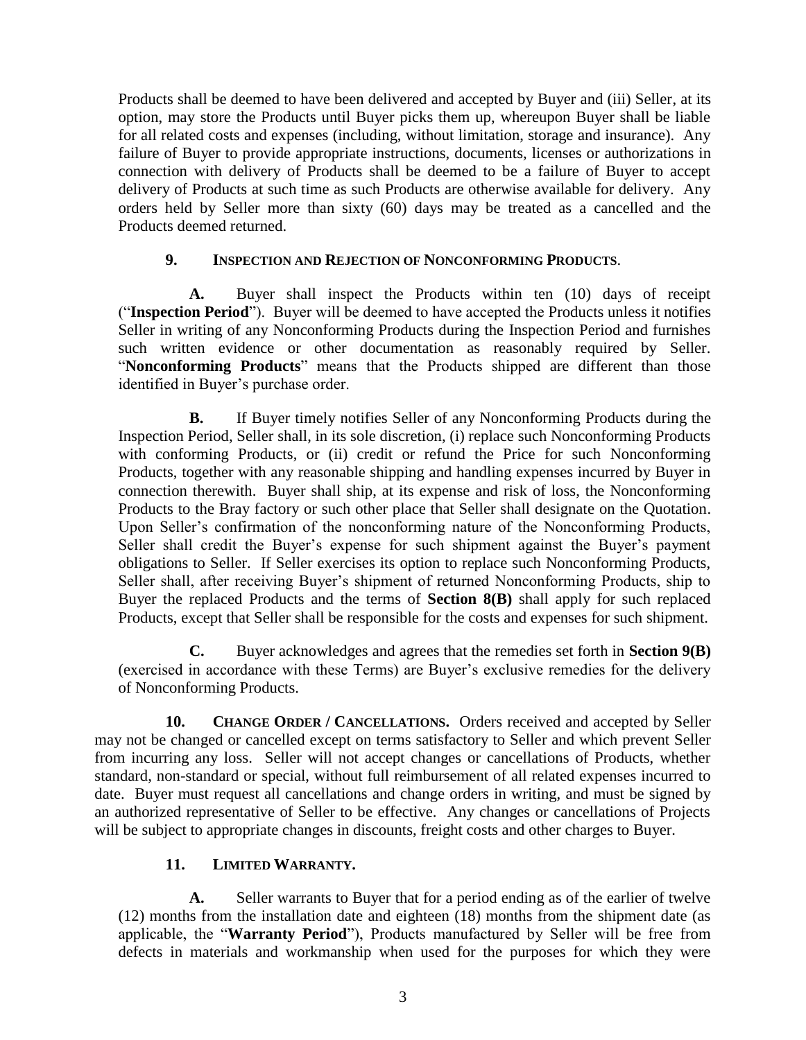Products shall be deemed to have been delivered and accepted by Buyer and (iii) Seller, at its option, may store the Products until Buyer picks them up, whereupon Buyer shall be liable for all related costs and expenses (including, without limitation, storage and insurance). Any failure of Buyer to provide appropriate instructions, documents, licenses or authorizations in connection with delivery of Products shall be deemed to be a failure of Buyer to accept delivery of Products at such time as such Products are otherwise available for delivery. Any orders held by Seller more than sixty (60) days may be treated as a cancelled and the Products deemed returned.

**9. INSPECTION AND REJECTION OF NONCONFORMING PRODUCTS.**

**A.** Buyer shall inspect the Products within ten (10) days of receipt ("**Inspection Period**"). Buyer will be deemed to have accepted the Products unless it notifies Seller in writing of any Nonconforming Products during the Inspection Period and furnishes such written evidence or other documentation as reasonably required by Seller. "**Nonconforming Products**" means that the Products shipped are different than those identified in Buyer's purchase order.

**B.** If Buyer timely notifies Seller of any Nonconforming Products during the Inspection Period, Seller shall, in its sole discretion, (i) replace such Nonconforming Products with conforming Products, or (ii) credit or refund the Price for such Nonconforming Products, together with any reasonable shipping and handling expenses incurred by Buyer in connection therewith. Buyer shall ship, at its expense and risk of loss, the Nonconforming Products to the Bray factory or such other place that Seller shall designate on the Quotation. Upon Seller's confirmation of the nonconforming nature of the Nonconforming Products, Seller shall credit the Buyer's expense for such shipment against the Buyer's payment obligations to Seller. If Seller exercises its option to replace such Nonconforming Products, Seller shall, after receiving Buyer's shipment of returned Nonconforming Products, ship to Buyer the replaced Products and the terms of **Section 8(B)** shall apply for such replaced Products, except that Seller shall be responsible for the costs and expenses for such shipment.

**C.** Buyer acknowledges and agrees that the remedies set forth in **Section 9(B)** (exercised in accordance with these Terms) are Buyer's exclusive remedies for the delivery of Nonconforming Products.

**10. CHANGE ORDER / CANCELLATIONS.** Orders received and accepted by Seller may not be changed or cancelled except on terms satisfactory to Seller and which prevent Seller from incurring any loss. Seller will not accept changes or cancellations of Products, whether standard, non-standard or special, without full reimbursement of all related expenses incurred to date. Buyer must request all cancellations and change orders in writing, and must be signed by an authorized representative of Seller to be effective. Any changes or cancellations of Projects will be subject to appropriate changes in discounts, freight costs and other charges to Buyer.

**11. LIMITED WARRANTY.**

**A.** Seller warrants to Buyer that for a period ending as of the earlier of twelve (12) months from the installation date and eighteen (18) months from the shipment date (as applicable, the "**Warranty Period**"), Products manufactured by Seller will be free from defects in materials and workmanship when used for the purposes for which they were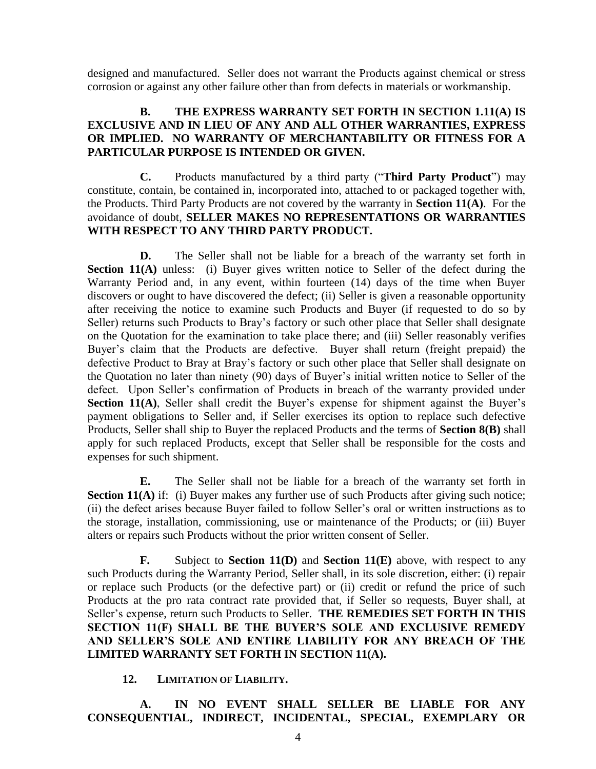designed and manufactured. Seller does not warrant the Products against chemical or stress corrosion or against any other failure other than from defects in materials or workmanship.

**B. THE EXPRESS WARRANTY SET FORTH IN SECTION 1.11(A) IS EXCLUSIVE AND IN LIEU OF ANY AND ALL OTHER WARRANTIES, EXPRESS OR IMPLIED. NO WARRANTY OF MERCHANTABILITY OR FITNESS FOR A PARTICULAR PURPOSE IS INTENDED OR GIVEN.**

**C.** Products manufactured by a third party ("**Third Party Product**") may constitute, contain, be contained in, incorporated into, attached to or packaged together with, the Products. Third Party Products are not covered by the warranty in **Section 11(A)**. For the avoidance of doubt, **SELLER MAKES NO REPRESENTATIONS OR WARRANTIES WITH RESPECT TO ANY THIRD PARTY PRODUCT.**

**D.** The Seller shall not be liable for a breach of the warranty set forth in **Section 11(A)** unless: (i) Buyer gives written notice to Seller of the defect during the Warranty Period and, in any event, within fourteen (14) days of the time when Buyer discovers or ought to have discovered the defect; (ii) Seller is given a reasonable opportunity after receiving the notice to examine such Products and Buyer (if requested to do so by Seller) returns such Products to Bray's factory or such other place that Seller shall designate on the Quotation for the examination to take place there; and (iii) Seller reasonably verifies Buyer's claim that the Products are defective. Buyer shall return (freight prepaid) the defective Product to Bray at Bray's factory or such other place that Seller shall designate on the Quotation no later than ninety (90) days of Buyer's initial written notice to Seller of the defect. Upon Seller's confirmation of Products in breach of the warranty provided under **Section 11(A)**, Seller shall credit the Buyer's expense for shipment against the Buyer's payment obligations to Seller and, if Seller exercises its option to replace such defective Products, Seller shall ship to Buyer the replaced Products and the terms of **Section 8(B)** shall apply for such replaced Products, except that Seller shall be responsible for the costs and expenses for such shipment.

**E.** The Seller shall not be liable for a breach of the warranty set forth in **Section 11(A)** if: (i) Buyer makes any further use of such Products after giving such notice; (ii) the defect arises because Buyer failed to follow Seller's oral or written instructions as to the storage, installation, commissioning, use or maintenance of the Products; or (iii) Buyer alters or repairs such Products without the prior written consent of Seller.

**F.** Subject to **Section 11(D)** and **Section 11(E)** above, with respect to any such Products during the Warranty Period, Seller shall, in its sole discretion, either: (i) repair or replace such Products (or the defective part) or (ii) credit or refund the price of such Products at the pro rata contract rate provided that, if Seller so requests, Buyer shall, at Seller's expense, return such Products to Seller. **THE REMEDIES SET FORTH IN THIS SECTION 11(F) SHALL BE THE BUYER'S SOLE AND EXCLUSIVE REMEDY AND SELLER'S SOLE AND ENTIRE LIABILITY FOR ANY BREACH OF THE LIMITED WARRANTY SET FORTH IN SECTION 11(A).**

**12. LIMITATION OF LIABILITY.**

**A. IN NO EVENT SHALL SELLER BE LIABLE FOR ANY CONSEQUENTIAL, INDIRECT, INCIDENTAL, SPECIAL, EXEMPLARY OR**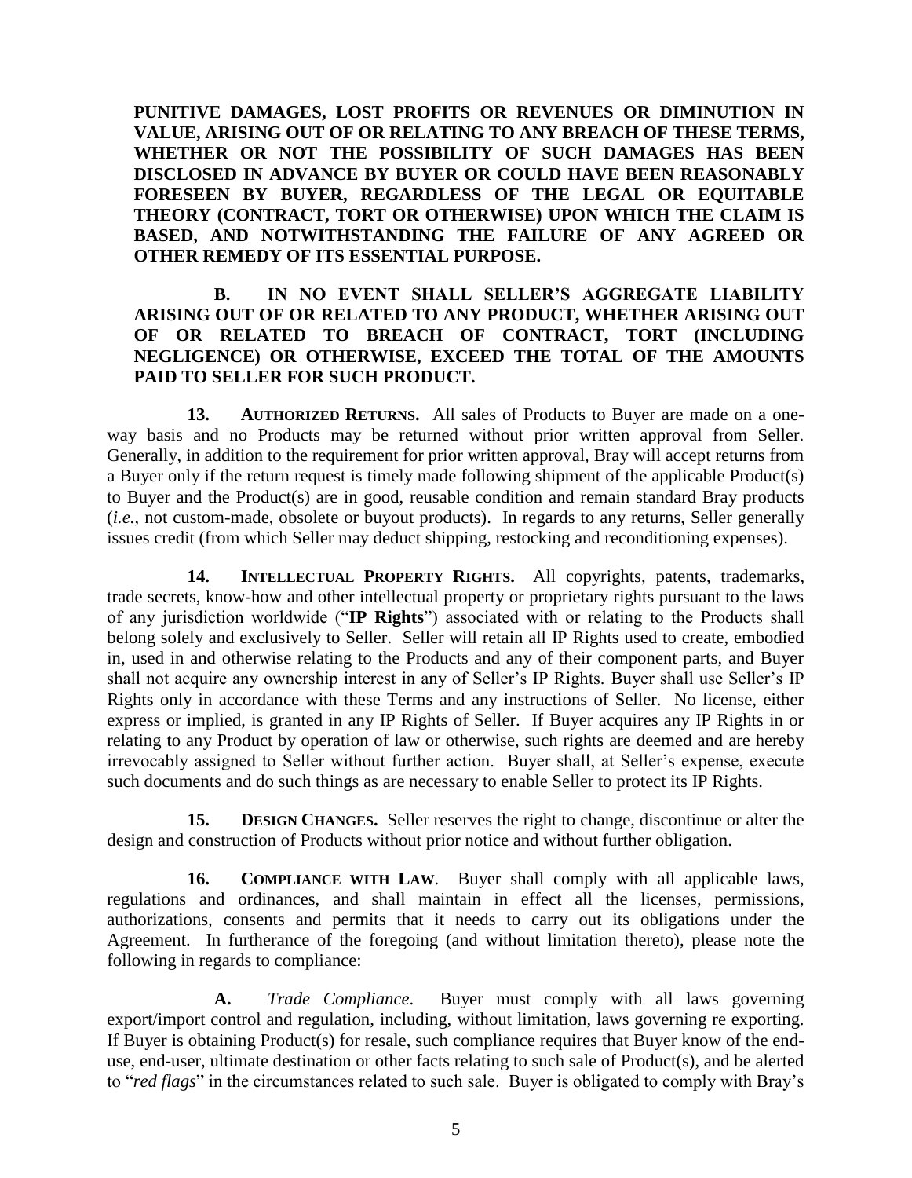**PUNITIVE DAMAGES, LOST PROFITS OR REVENUES OR DIMINUTION IN VALUE, ARISING OUT OF OR RELATING TO ANY BREACH OF THESE TERMS, WHETHER OR NOT THE POSSIBILITY OF SUCH DAMAGES HAS BEEN DISCLOSED IN ADVANCE BY BUYER OR COULD HAVE BEEN REASONABLY FORESEEN BY BUYER, REGARDLESS OF THE LEGAL OR EQUITABLE THEORY (CONTRACT, TORT OR OTHERWISE) UPON WHICH THE CLAIM IS BASED, AND NOTWITHSTANDING THE FAILURE OF ANY AGREED OR OTHER REMEDY OF ITS ESSENTIAL PURPOSE.**

**B. IN NO EVENT SHALL SELLER'S AGGREGATE LIABILITY ARISING OUT OF OR RELATED TO ANY PRODUCT, WHETHER ARISING OUT OF OR RELATED TO BREACH OF CONTRACT, TORT (INCLUDING NEGLIGENCE) OR OTHERWISE, EXCEED THE TOTAL OF THE AMOUNTS PAID TO SELLER FOR SUCH PRODUCT.**

**13. AUTHORIZED RETURNS.** All sales of Products to Buyer are made on a one-way basis and no Products may be returned without prior written approval from Seller. Generally, in addition to the requirement for prior written approval, Bray will accept returns from a Buyer only if the return request is timely made following shipment of the applicable Product(s) to Buyer and the Product(s) are in good, reusable condition and remain standard Bray products (*i.e.*, not custom-made, obsolete or buyout products). In regards to any returns, Seller generally issues credit (from which Seller may deduct shipping, restocking and reconditioning expenses).

**14. INTELLECTUAL PROPERTY RIGHTS.** All copyrights, patents, trademarks, trade secrets, know-how and other intellectual property or proprietary rights pursuant to the laws of any jurisdiction worldwide ("**IP Rights**") associated with or relating to the Products shall belong solely and exclusively to Seller. Seller will retain all IP Rights used to create, embodied in, used in and otherwise relating to the Products and any of their component parts, and Buyer shall not acquire any ownership interest in any of Seller's IP Rights. Buyer shall use Seller's IP Rights only in accordance with these Terms and any instructions of Seller. No license, either express or implied, is granted in any IP Rights of Seller. If Buyer acquires any IP Rights in or relating to any Product by operation of law or otherwise, such rights are deemed and are hereby irrevocably assigned to Seller without further action. Buyer shall, at Seller's expense, execute such documents and do such things as are necessary to enable Seller to protect its IP Rights.

**15. DESIGN CHANGES.** Seller reserves the right to change, discontinue or alter the design and construction of Products without prior notice and without further obligation.

**16. COMPLIANCE WITH LAW.** Buyer shall comply with all applicable laws, regulations and ordinances, and shall maintain in effect all the licenses, permissions, authorizations, consents and permits that it needs to carry out its obligations under the Agreement. In furtherance of the foregoing (and without limitation thereto), please note the following in regards to compliance:

**A.** *Trade Compliance*. Buyer must comply with all laws governing export/import control and regulation, including, without limitation, laws governing re exporting. If Buyer is obtaining Product(s) for resale, such compliance requires that Buyer know of the end-use, end-user, ultimate destination or other facts relating to such sale of Product(s), and be alerted to "*red flags*" in the circumstances related to such sale. Buyer is obligated to comply with Bray's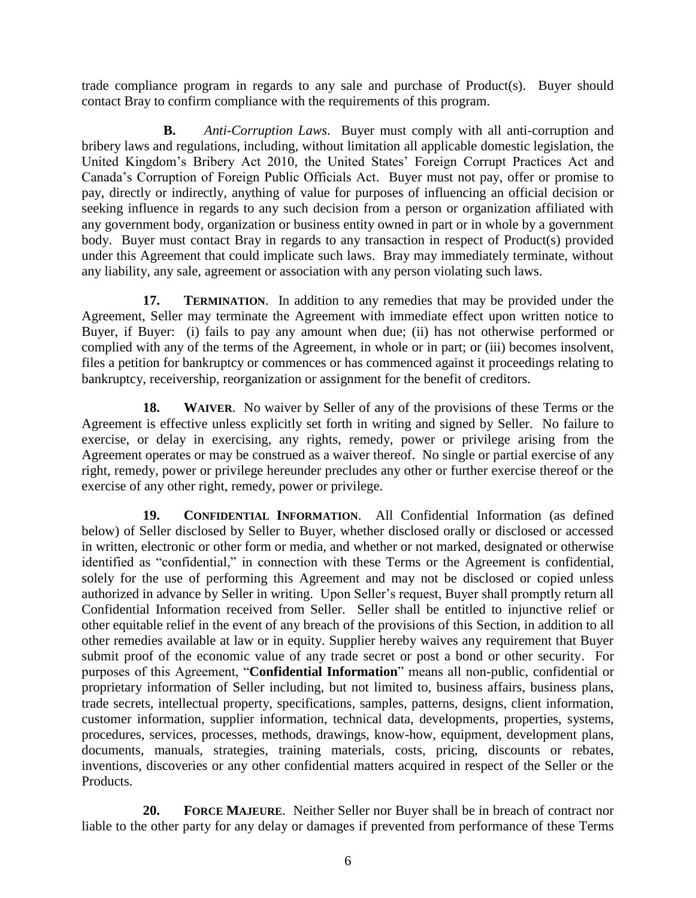trade compliance program in regards to any sale and purchase of Product(s). Buyer should contact Bray to confirm compliance with the requirements of this program.

**B.** *Anti-Corruption Laws*. Buyer must comply with all anti-corruption and bribery laws and regulations, including, without limitation all applicable domestic legislation, the United Kingdom's Bribery Act 2010, the United States' Foreign Corrupt Practices Act and Canada's Corruption of Foreign Public Officials Act. Buyer must not pay, offer or promise to pay, directly or indirectly, anything of value for purposes of influencing an official decision or seeking influence in regards to any such decision from a person or organization affiliated with any government body, organization or business entity owned in part or in whole by a government body. Buyer must contact Bray in regards to any transaction in respect of Product(s) provided under this Agreement that could implicate such laws. Bray may immediately terminate, without any liability, any sale, agreement or association with any person violating such laws.

**17. TERMINATION**. In addition to any remedies that may be provided under the Agreement, Seller may terminate the Agreement with immediate effect upon written notice to Buyer, if Buyer: (i) fails to pay any amount when due; (ii) has not otherwise performed or complied with any of the terms of the Agreement, in whole or in part; or (iii) becomes insolvent, files a petition for bankruptcy or commences or has commenced against it proceedings relating to bankruptcy, receivership, reorganization or assignment for the benefit of creditors.

**18. WAIVER**. No waiver by Seller of any of the provisions of these Terms or the Agreement is effective unless explicitly set forth in writing and signed by Seller. No failure to exercise, or delay in exercising, any rights, remedy, power or privilege arising from the Agreement operates or may be construed as a waiver thereof. No single or partial exercise of any right, remedy, power or privilege hereunder precludes any other or further exercise thereof or the exercise of any other right, remedy, power or privilege.

**19. CONFIDENTIAL INFORMATION**. All Confidential Information (as defined below) of Seller disclosed by Seller to Buyer, whether disclosed orally or disclosed or accessed in written, electronic or other form or media, and whether or not marked, designated or otherwise identified as "confidential," in connection with these Terms or the Agreement is confidential, solely for the use of performing this Agreement and may not be disclosed or copied unless authorized in advance by Seller in writing. Upon Seller's request, Buyer shall promptly return all Confidential Information received from Seller. Seller shall be entitled to injunctive relief or other equitable relief in the event of any breach of the provisions of this Section, in addition to all other remedies available at law or in equity. Supplier hereby waives any requirement that Buyer submit proof of the economic value of any trade secret or post a bond or other security. For purposes of this Agreement, "**Confidential Information**" means all non-public, confidential or proprietary information of Seller including, but not limited to, business affairs, business plans, trade secrets, intellectual property, specifications, samples, patterns, designs, client information, customer information, supplier information, technical data, developments, properties, systems, procedures, services, processes, methods, drawings, know-how, equipment, development plans, documents, manuals, strategies, training materials, costs, pricing, discounts or rebates, inventions, discoveries or any other confidential matters acquired in respect of the Seller or the Products.

**20. FORCE MAJEURE**. Neither Seller nor Buyer shall be in breach of contract nor liable to the other party for any delay or damages if prevented from performance of these Terms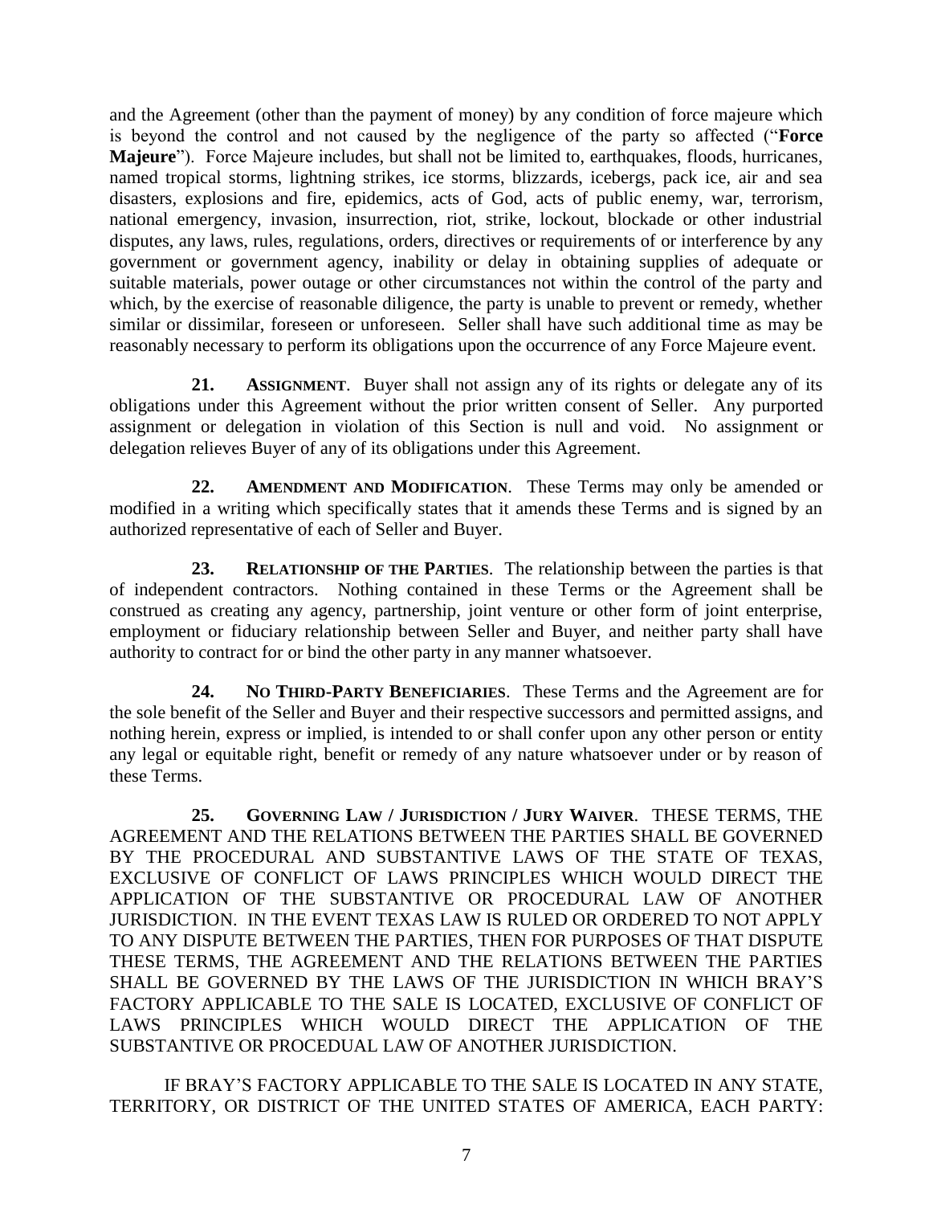and the Agreement (other than the payment of money) by any condition of force majeure which is beyond the control and not caused by the negligence of the party so affected ("**Force Majeure**"). Force Majeure includes, but shall not be limited to, earthquakes, floods, hurricanes, named tropical storms, lightning strikes, ice storms, blizzards, icebergs, pack ice, air and sea disasters, explosions and fire, epidemics, acts of God, acts of public enemy, war, terrorism, national emergency, invasion, insurrection, riot, strike, lockout, blockade or other industrial disputes, any laws, rules, regulations, orders, directives or requirements of or interference by any government or government agency, inability or delay in obtaining supplies of adequate or suitable materials, power outage or other circumstances not within the control of the party and which, by the exercise of reasonable diligence, the party is unable to prevent or remedy, whether similar or dissimilar, foreseen or unforeseen. Seller shall have such additional time as may be reasonably necessary to perform its obligations upon the occurrence of any Force Majeure event.

**21. ASSIGNMENT**. Buyer shall not assign any of its rights or delegate any of its obligations under this Agreement without the prior written consent of Seller. Any purported assignment or delegation in violation of this Section is null and void. No assignment or delegation relieves Buyer of any of its obligations under this Agreement.

**22. AMENDMENT AND MODIFICATION**. These Terms may only be amended or modified in a writing which specifically states that it amends these Terms and is signed by an authorized representative of each of Seller and Buyer.

**23. RELATIONSHIP OF THE PARTIES**. The relationship between the parties is that of independent contractors. Nothing contained in these Terms or the Agreement shall be construed as creating any agency, partnership, joint venture or other form of joint enterprise, employment or fiduciary relationship between Seller and Buyer, and neither party shall have authority to contract for or bind the other party in any manner whatsoever.

**24. NO THIRD-PARTY BENEFICIARIES**. These Terms and the Agreement are for the sole benefit of the Seller and Buyer and their respective successors and permitted assigns, and nothing herein, express or implied, is intended to or shall confer upon any other person or entity any legal or equitable right, benefit or remedy of any nature whatsoever under or by reason of these Terms.

**25. GOVERNING LAW / JURISDICTION / JURY WAIVER**. THESE TERMS, THE AGREEMENT AND THE RELATIONS BETWEEN THE PARTIES SHALL BE GOVERNED BY THE PROCEDURAL AND SUBSTANTIVE LAWS OF THE STATE OF TEXAS, EXCLUSIVE OF CONFLICT OF LAWS PRINCIPLES WHICH WOULD DIRECT THE APPLICATION OF THE SUBSTANTIVE OR PROCEDURAL LAW OF ANOTHER JURISDICTION. IN THE EVENT TEXAS LAW IS RULED OR ORDERED TO NOT APPLY TO ANY DISPUTE BETWEEN THE PARTIES, THEN FOR PURPOSES OF THAT DISPUTE THESE TERMS, THE AGREEMENT AND THE RELATIONS BETWEEN THE PARTIES SHALL BE GOVERNED BY THE LAWS OF THE JURISDICTION IN WHICH BRAY'S FACTORY APPLICABLE TO THE SALE IS LOCATED, EXCLUSIVE OF CONFLICT OF LAWS PRINCIPLES WHICH WOULD DIRECT THE APPLICATION OF THE SUBSTANTIVE OR PROCEDUAL LAW OF ANOTHER JURISDICTION.

IF BRAY'S FACTORY APPLICABLE TO THE SALE IS LOCATED IN ANY STATE, TERRITORY, OR DISTRICT OF THE UNITED STATES OF AMERICA, EACH PARTY: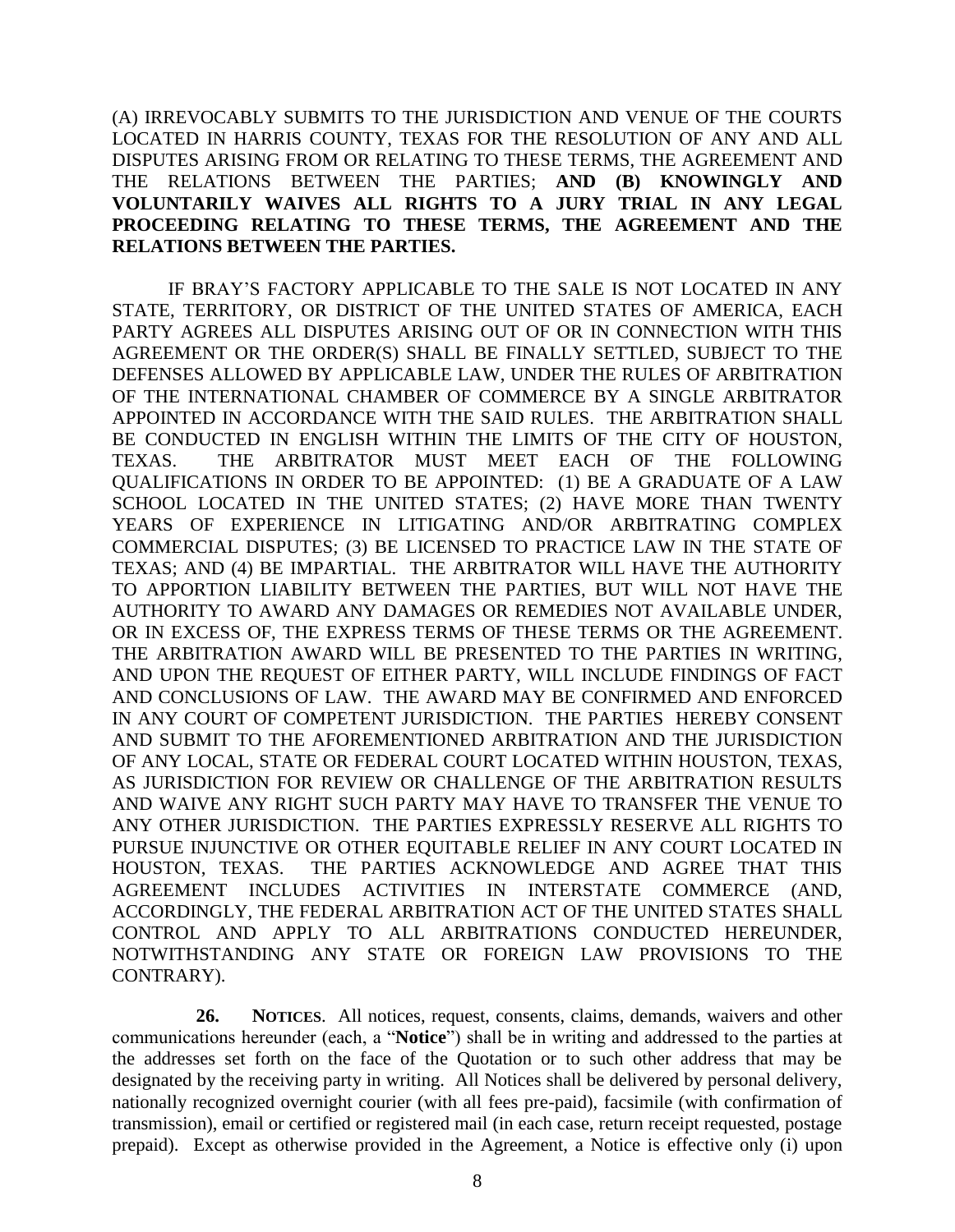(A) IRREVOCABLY SUBMITS TO THE JURISDICTION AND VENUE OF THE COURTS LOCATED IN HARRIS COUNTY, TEXAS FOR THE RESOLUTION OF ANY AND ALL DISPUTES ARISING FROM OR RELATING TO THESE TERMS, THE AGREEMENT AND THE RELATIONS BETWEEN THE PARTIES; **AND (B) KNOWINGLY AND VOLUNTARILY WAIVES ALL RIGHTS TO A JURY TRIAL IN ANY LEGAL PROCEEDING RELATING TO THESE TERMS, THE AGREEMENT AND THE RELATIONS BETWEEN THE PARTIES.**

IF BRAY'S FACTORY APPLICABLE TO THE SALE IS NOT LOCATED IN ANY STATE, TERRITORY, OR DISTRICT OF THE UNITED STATES OF AMERICA, EACH PARTY AGREES ALL DISPUTES ARISING OUT OF OR IN CONNECTION WITH THIS AGREEMENT OR THE ORDER(S) SHALL BE FINALLY SETTLED, SUBJECT TO THE DEFENSES ALLOWED BY APPLICABLE LAW, UNDER THE RULES OF ARBITRATION OF THE INTERNATIONAL CHAMBER OF COMMERCE BY A SINGLE ARBITRATOR APPOINTED IN ACCORDANCE WITH THE SAID RULES. THE ARBITRATION SHALL BE CONDUCTED IN ENGLISH WITHIN THE LIMITS OF THE CITY OF HOUSTON, TEXAS. THE ARBITRATOR MUST MEET EACH OF THE FOLLOWING QUALIFICATIONS IN ORDER TO BE APPOINTED: (1) BE A GRADUATE OF A LAW SCHOOL LOCATED IN THE UNITED STATES; (2) HAVE MORE THAN TWENTY YEARS OF EXPERIENCE IN LITIGATING AND/OR ARBITRATING COMPLEX COMMERCIAL DISPUTES; (3) BE LICENSED TO PRACTICE LAW IN THE STATE OF TEXAS; AND (4) BE IMPARTIAL. THE ARBITRATOR WILL HAVE THE AUTHORITY TO APPORTION LIABILITY BETWEEN THE PARTIES, BUT WILL NOT HAVE THE AUTHORITY TO AWARD ANY DAMAGES OR REMEDIES NOT AVAILABLE UNDER, OR IN EXCESS OF, THE EXPRESS TERMS OF THESE TERMS OR THE AGREEMENT. THE ARBITRATION AWARD WILL BE PRESENTED TO THE PARTIES IN WRITING, AND UPON THE REQUEST OF EITHER PARTY, WILL INCLUDE FINDINGS OF FACT AND CONCLUSIONS OF LAW. THE AWARD MAY BE CONFIRMED AND ENFORCED IN ANY COURT OF COMPETENT JURISDICTION. THE PARTIES HEREBY CONSENT AND SUBMIT TO THE AFOREMENTIONED ARBITRATION AND THE JURISDICTION OF ANY LOCAL, STATE OR FEDERAL COURT LOCATED WITHIN HOUSTON, TEXAS, AS JURISDICTION FOR REVIEW OR CHALLENGE OF THE ARBITRATION RESULTS AND WAIVE ANY RIGHT SUCH PARTY MAY HAVE TO TRANSFER THE VENUE TO ANY OTHER JURISDICTION. THE PARTIES EXPRESSLY RESERVE ALL RIGHTS TO PURSUE INJUNCTIVE OR OTHER EQUITABLE RELIEF IN ANY COURT LOCATED IN HOUSTON, TEXAS. THE PARTIES ACKNOWLEDGE AND AGREE THAT THIS AGREEMENT INCLUDES ACTIVITIES IN INTERSTATE COMMERCE (AND, ACCORDINGLY, THE FEDERAL ARBITRATION ACT OF THE UNITED STATES SHALL CONTROL AND APPLY TO ALL ARBITRATIONS CONDUCTED HEREUNDER, NOTWITHSTANDING ANY STATE OR FOREIGN LAW PROVISIONS TO THE CONTRARY).

**26. NOTICES**. All notices, request, consents, claims, demands, waivers and other communications hereunder (each, a "**Notice**") shall be in writing and addressed to the parties at the addresses set forth on the face of the Quotation or to such other address that may be designated by the receiving party in writing. All Notices shall be delivered by personal delivery, nationally recognized overnight courier (with all fees pre-paid), facsimile (with confirmation of transmission), email or certified or registered mail (in each case, return receipt requested, postage prepaid). Except as otherwise provided in the Agreement, a Notice is effective only (i) upon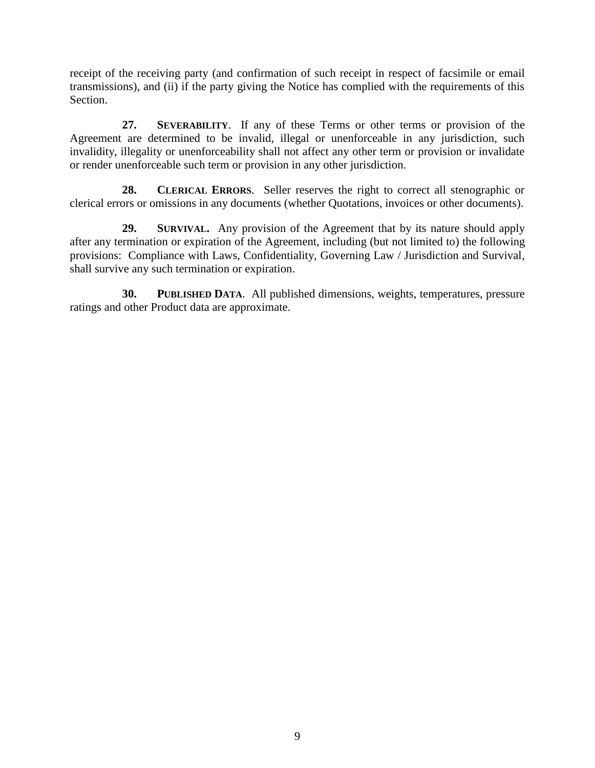receipt of the receiving party (and confirmation of such receipt in respect of facsimile or email transmissions), and (ii) if the party giving the Notice has complied with the requirements of this Section.

**27. SEVERABILITY**. If any of these Terms or other terms or provision of the Agreement are determined to be invalid, illegal or unenforceable in any jurisdiction, such invalidity, illegality or unenforceability shall not affect any other term or provision or invalidate or render unenforceable such term or provision in any other jurisdiction.

**28. CLERICAL ERRORS**. Seller reserves the right to correct all stenographic or clerical errors or omissions in any documents (whether Quotations, invoices or other documents).

**29. SURVIVAL.** Any provision of the Agreement that by its nature should apply after any termination or expiration of the Agreement, including (but not limited to) the following provisions: Compliance with Laws, Confidentiality, Governing Law / Jurisdiction and Survival, shall survive any such termination or expiration.

**30. PUBLISHED DATA**. All published dimensions, weights, temperatures, pressure ratings and other Product data are approximate.